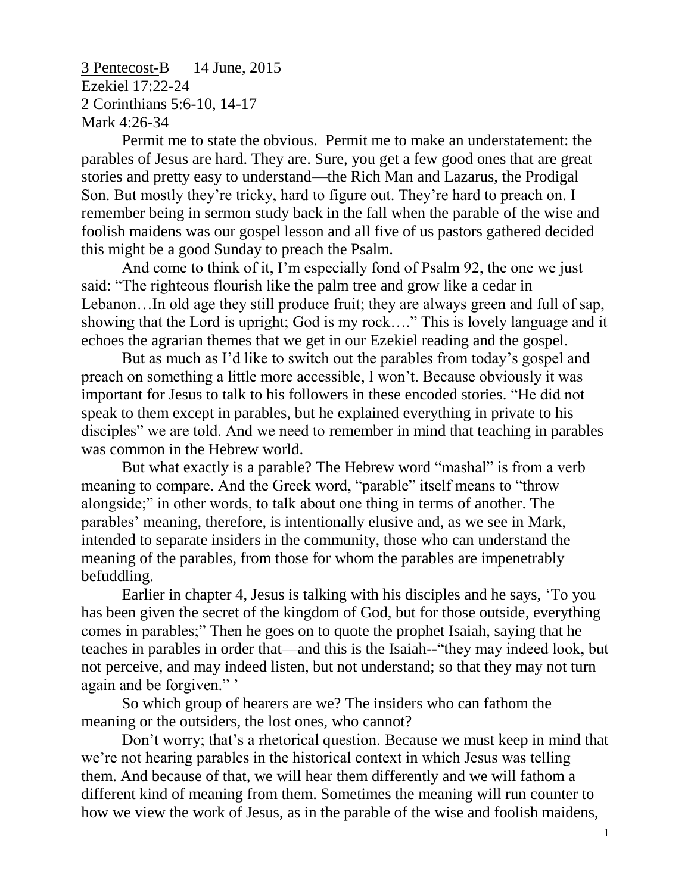<u>3 Pentecost-B</u>      14 June, 2015
Ezekiel 17:22-24
2 Corinthians 5:6-10, 14-17
Mark 4:26-34

Permit me to state the obvious. Permit me to make an understatement: the parables of Jesus are hard. They are. Sure, you get a few good ones that are great stories and pretty easy to understand—the Rich Man and Lazarus, the Prodigal Son. But mostly they're tricky, hard to figure out. They're hard to preach on. I remember being in sermon study back in the fall when the parable of the wise and foolish maidens was our gospel lesson and all five of us pastors gathered decided this might be a good Sunday to preach the Psalm.

And come to think of it, I'm especially fond of Psalm 92, the one we just said: "The righteous flourish like the palm tree and grow like a cedar in Lebanon…In old age they still produce fruit; they are always green and full of sap, showing that the Lord is upright; God is my rock…." This is lovely language and it echoes the agrarian themes that we get in our Ezekiel reading and the gospel.

But as much as I'd like to switch out the parables from today's gospel and preach on something a little more accessible, I won't. Because obviously it was important for Jesus to talk to his followers in these encoded stories. "He did not speak to them except in parables, but he explained everything in private to his disciples" we are told. And we need to remember in mind that teaching in parables was common in the Hebrew world.

But what exactly is a parable? The Hebrew word "mashal" is from a verb meaning to compare. And the Greek word, "parable" itself means to "throw alongside;" in other words, to talk about one thing in terms of another. The parables' meaning, therefore, is intentionally elusive and, as we see in Mark, intended to separate insiders in the community, those who can understand the meaning of the parables, from those for whom the parables are impenetrably befuddling.

Earlier in chapter 4, Jesus is talking with his disciples and he says, 'To you has been given the secret of the kingdom of God, but for those outside, everything comes in parables;" Then he goes on to quote the prophet Isaiah, saying that he teaches in parables in order that—and this is the Isaiah--"they may indeed look, but not perceive, and may indeed listen, but not understand; so that they may not turn again and be forgiven." '

So which group of hearers are we? The insiders who can fathom the meaning or the outsiders, the lost ones, who cannot?

Don't worry; that's a rhetorical question. Because we must keep in mind that we're not hearing parables in the historical context in which Jesus was telling them. And because of that, we will hear them differently and we will fathom a different kind of meaning from them. Sometimes the meaning will run counter to how we view the work of Jesus, as in the parable of the wise and foolish maidens,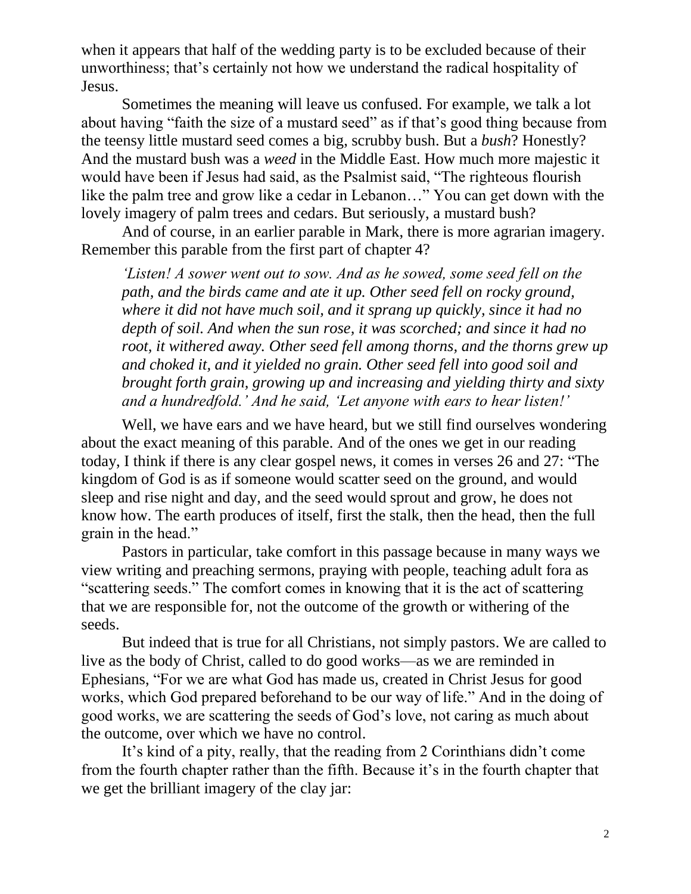when it appears that half of the wedding party is to be excluded because of their unworthiness; that's certainly not how we understand the radical hospitality of Jesus.

Sometimes the meaning will leave us confused. For example, we talk a lot about having "faith the size of a mustard seed" as if that's good thing because from the teensy little mustard seed comes a big, scrubby bush. But a *bush*? Honestly? And the mustard bush was a *weed* in the Middle East. How much more majestic it would have been if Jesus had said, as the Psalmist said, "The righteous flourish like the palm tree and grow like a cedar in Lebanon…" You can get down with the lovely imagery of palm trees and cedars. But seriously, a mustard bush?

And of course, in an earlier parable in Mark, there is more agrarian imagery. Remember this parable from the first part of chapter 4?

> *'Listen! A sower went out to sow. And as he sowed, some seed fell on the path, and the birds came and ate it up. Other seed fell on rocky ground, where it did not have much soil, and it sprang up quickly, since it had no depth of soil. And when the sun rose, it was scorched; and since it had no root, it withered away. Other seed fell among thorns, and the thorns grew up and choked it, and it yielded no grain. Other seed fell into good soil and brought forth grain, growing up and increasing and yielding thirty and sixty and a hundredfold.' And he said, 'Let anyone with ears to hear listen!'*

Well, we have ears and we have heard, but we still find ourselves wondering about the exact meaning of this parable. And of the ones we get in our reading today, I think if there is any clear gospel news, it comes in verses 26 and 27: "The kingdom of God is as if someone would scatter seed on the ground, and would sleep and rise night and day, and the seed would sprout and grow, he does not know how. The earth produces of itself, first the stalk, then the head, then the full grain in the head."

Pastors in particular, take comfort in this passage because in many ways we view writing and preaching sermons, praying with people, teaching adult fora as "scattering seeds." The comfort comes in knowing that it is the act of scattering that we are responsible for, not the outcome of the growth or withering of the seeds.

But indeed that is true for all Christians, not simply pastors. We are called to live as the body of Christ, called to do good works—as we are reminded in Ephesians, "For we are what God has made us, created in Christ Jesus for good works, which God prepared beforehand to be our way of life." And in the doing of good works, we are scattering the seeds of God's love, not caring as much about the outcome, over which we have no control.

It's kind of a pity, really, that the reading from 2 Corinthians didn't come from the fourth chapter rather than the fifth. Because it's in the fourth chapter that we get the brilliant imagery of the clay jar: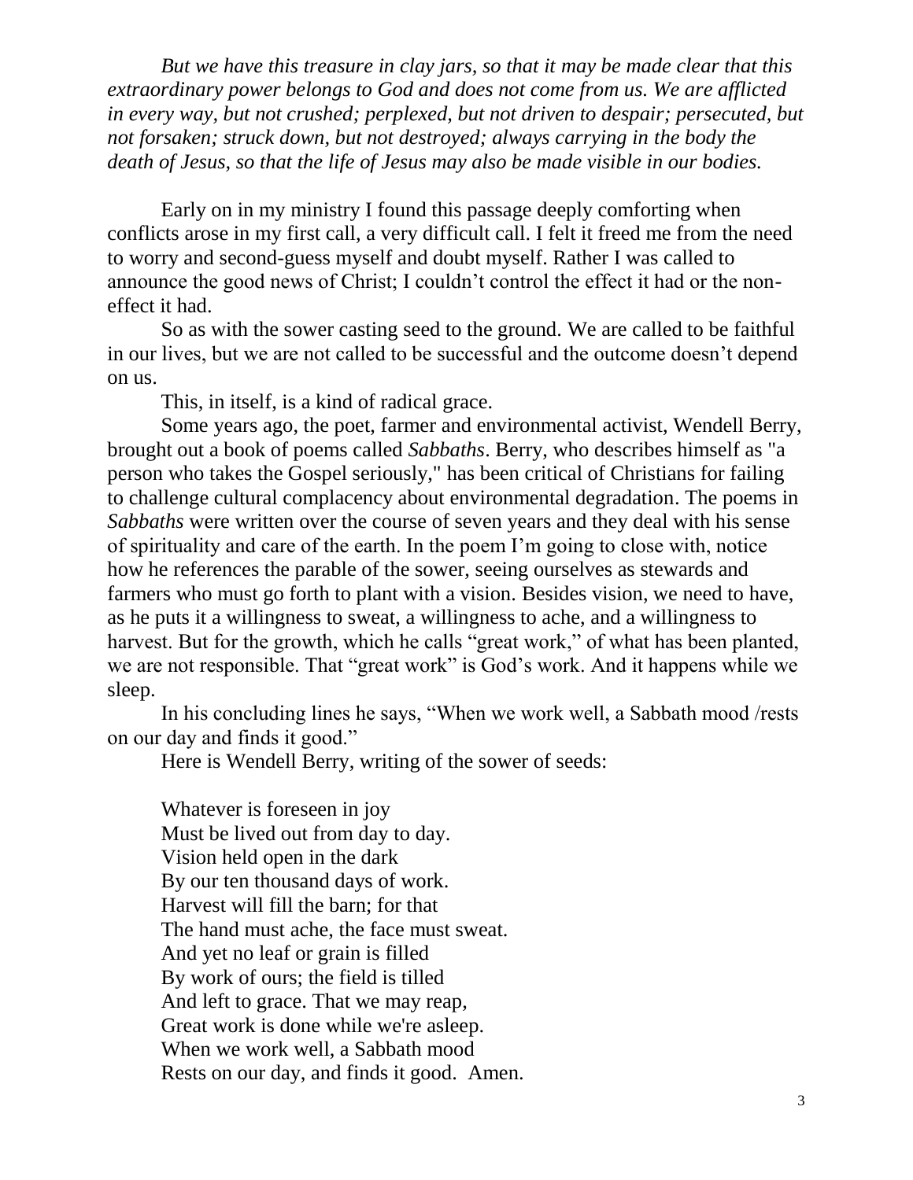*But we have this treasure in clay jars, so that it may be made clear that this extraordinary power belongs to God and does not come from us. We are afflicted in every way, but not crushed; perplexed, but not driven to despair; persecuted, but not forsaken; struck down, but not destroyed; always carrying in the body the death of Jesus, so that the life of Jesus may also be made visible in our bodies.*

Early on in my ministry I found this passage deeply comforting when conflicts arose in my first call, a very difficult call. I felt it freed me from the need to worry and second-guess myself and doubt myself. Rather I was called to announce the good news of Christ; I couldn't control the effect it had or the non-effect it had.

So as with the sower casting seed to the ground. We are called to be faithful in our lives, but we are not called to be successful and the outcome doesn't depend on us.

This, in itself, is a kind of radical grace.

Some years ago, the poet, farmer and environmental activist, Wendell Berry, brought out a book of poems called *Sabbaths*. Berry, who describes himself as "a person who takes the Gospel seriously," has been critical of Christians for failing to challenge cultural complacency about environmental degradation. The poems in *Sabbaths* were written over the course of seven years and they deal with his sense of spirituality and care of the earth. In the poem I'm going to close with, notice how he references the parable of the sower, seeing ourselves as stewards and farmers who must go forth to plant with a vision. Besides vision, we need to have, as he puts it a willingness to sweat, a willingness to ache, and a willingness to harvest. But for the growth, which he calls "great work," of what has been planted, we are not responsible. That "great work" is God's work. And it happens while we sleep.

In his concluding lines he says, "When we work well, a Sabbath mood /rests on our day and finds it good."

Here is Wendell Berry, writing of the sower of seeds:

Whatever is foreseen in joy
Must be lived out from day to day.
Vision held open in the dark
By our ten thousand days of work.
Harvest will fill the barn; for that
The hand must ache, the face must sweat.
And yet no leaf or grain is filled
By work of ours; the field is tilled
And left to grace. That we may reap,
Great work is done while we're asleep.
When we work well, a Sabbath mood
Rests on our day, and finds it good. Amen.